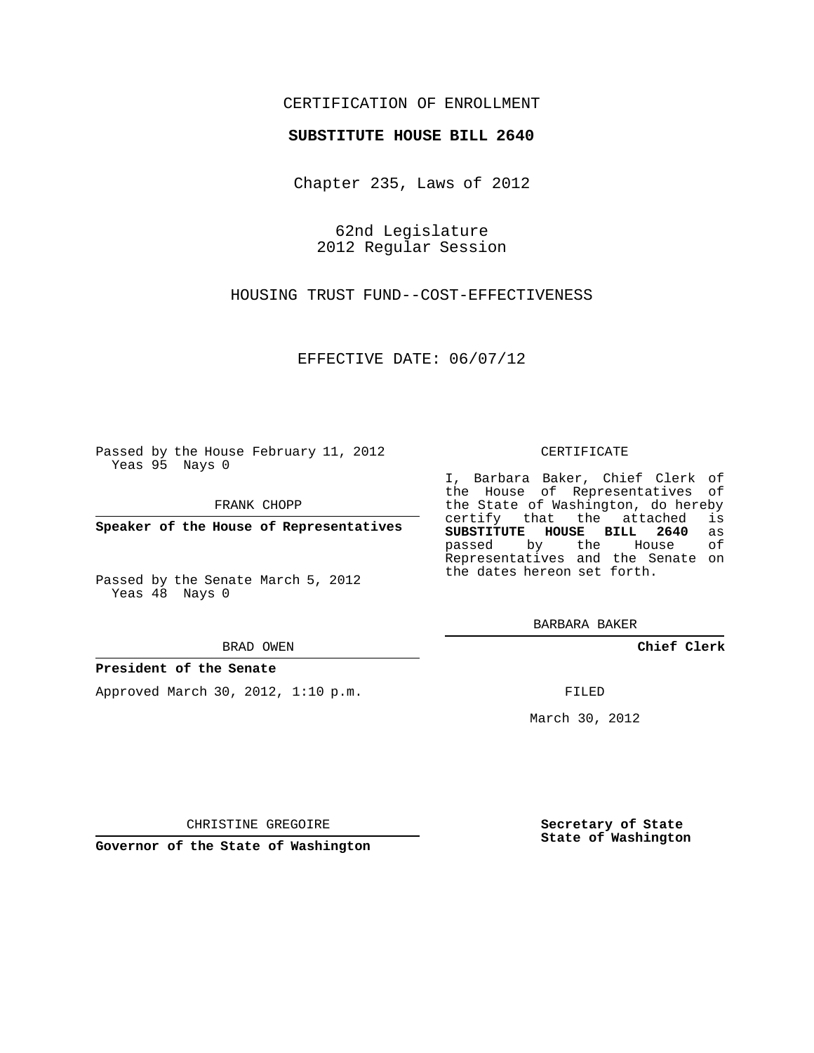CERTIFICATION OF ENROLLMENT

**SUBSTITUTE HOUSE BILL 2640**

Chapter 235, Laws of 2012

62nd Legislature
2012 Regular Session

HOUSING TRUST FUND--COST-EFFECTIVENESS

EFFECTIVE DATE: 06/07/12

Passed by the House February 11, 2012
Yeas 95 Nays 0

FRANK CHOPP

**Speaker of the House of Representatives**

Passed by the Senate March 5, 2012
Yeas 48 Nays 0

BRAD OWEN

**President of the Senate**

Approved March 30, 2012, 1:10 p.m.

CHRISTINE GREGOIRE

**Governor of the State of Washington**

CERTIFICATE

I, Barbara Baker, Chief Clerk of the House of Representatives of the State of Washington, do hereby certify that the attached is **SUBSTITUTE HOUSE BILL 2640** as passed by the House of Representatives and the Senate on the dates hereon set forth.

BARBARA BAKER

**Chief Clerk**

FILED

March 30, 2012

**Secretary of State**
**State of Washington**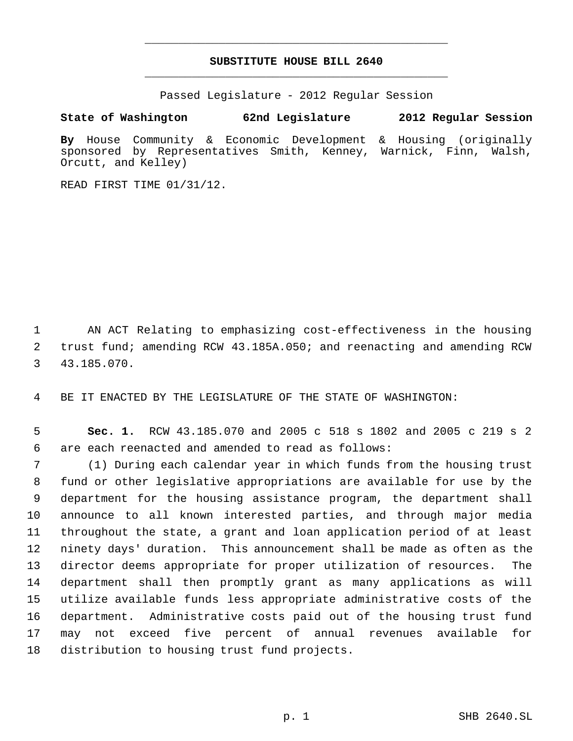# SUBSTITUTE HOUSE BILL 2640

Passed Legislature - 2012 Regular Session

**State of Washington 62nd Legislature 2012 Regular Session**

**By** House Community & Economic Development & Housing (originally sponsored by Representatives Smith, Kenney, Warnick, Finn, Walsh, Orcutt, and Kelley)

READ FIRST TIME 01/31/12.

1 AN ACT Relating to emphasizing cost-effectiveness in the housing
2 trust fund; amending RCW 43.185A.050; and reenacting and amending RCW
3 43.185.070.

4 BE IT ENACTED BY THE LEGISLATURE OF THE STATE OF WASHINGTON:

5 **Sec. 1.** RCW 43.185.070 and 2005 c 518 s 1802 and 2005 c 219 s 2
6 are each reenacted and amended to read as follows:

7 (1) During each calendar year in which funds from the housing trust
8 fund or other legislative appropriations are available for use by the
9 department for the housing assistance program, the department shall
10 announce to all known interested parties, and through major media
11 throughout the state, a grant and loan application period of at least
12 ninety days' duration. This announcement shall be made as often as the
13 director deems appropriate for proper utilization of resources. The
14 department shall then promptly grant as many applications as will
15 utilize available funds less appropriate administrative costs of the
16 department. Administrative costs paid out of the housing trust fund
17 may not exceed five percent of annual revenues available for
18 distribution to housing trust fund projects.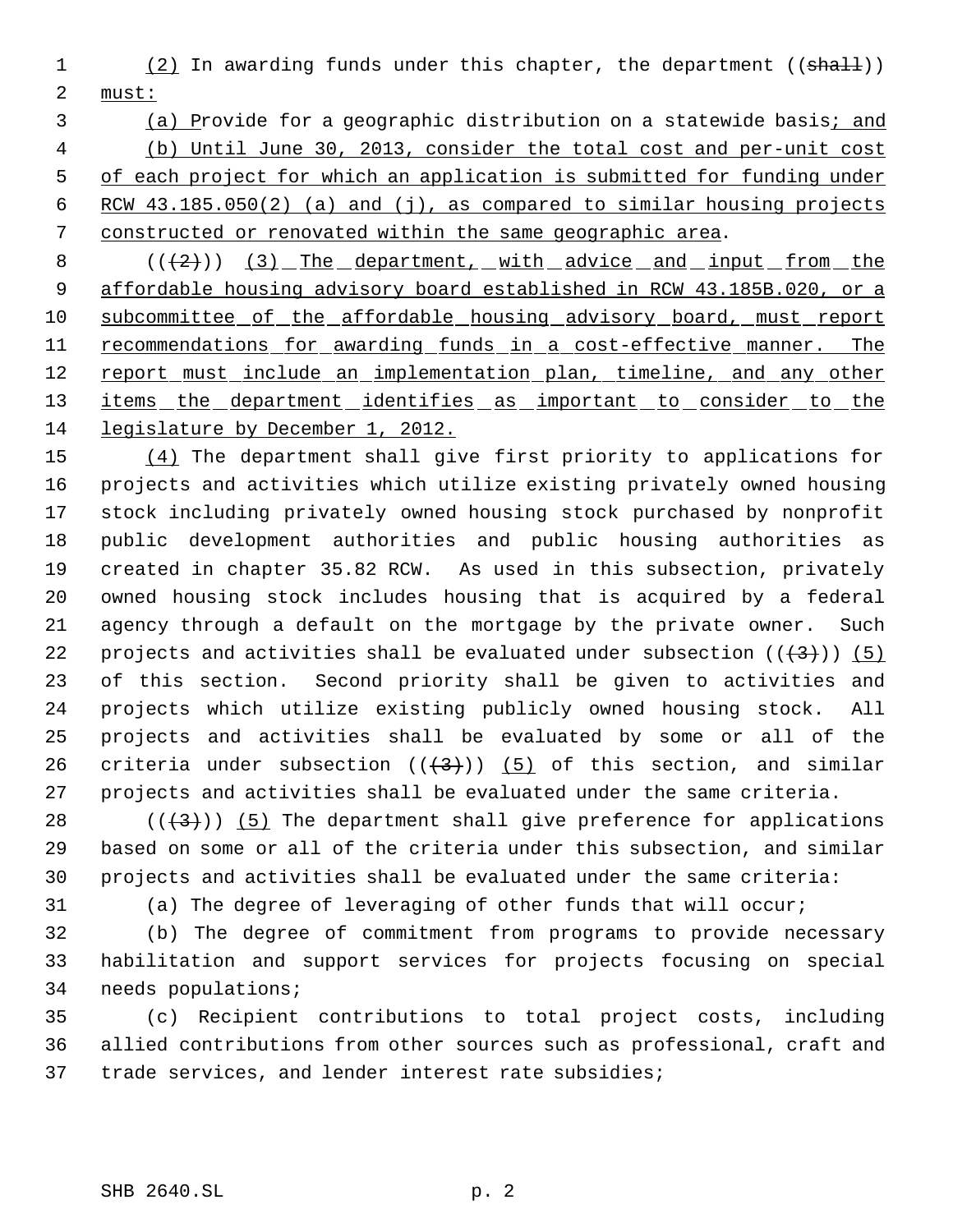(2) In awarding funds under this chapter, the department ((~~shall~~)) must:

(a) Provide for a geographic distribution on a statewide basis; and

(b) Until June 30, 2013, consider the total cost and per-unit cost of each project for which an application is submitted for funding under RCW 43.185.050(2) (a) and (j), as compared to similar housing projects constructed or renovated within the same geographic area.

((~~(2)~~)) (3) The department, with advice and input from the affordable housing advisory board established in RCW 43.185B.020, or a subcommittee of the affordable housing advisory board, must report recommendations for awarding funds in a cost-effective manner. The report must include an implementation plan, timeline, and any other items the department identifies as important to consider to the legislature by December 1, 2012.

(4) The department shall give first priority to applications for projects and activities which utilize existing privately owned housing stock including privately owned housing stock purchased by nonprofit public development authorities and public housing authorities as created in chapter 35.82 RCW. As used in this subsection, privately owned housing stock includes housing that is acquired by a federal agency through a default on the mortgage by the private owner. Such projects and activities shall be evaluated under subsection ((~~(3)~~)) (5) of this section. Second priority shall be given to activities and projects which utilize existing publicly owned housing stock. All projects and activities shall be evaluated by some or all of the criteria under subsection ((~~(3)~~)) (5) of this section, and similar projects and activities shall be evaluated under the same criteria.

((~~(3)~~)) (5) The department shall give preference for applications based on some or all of the criteria under this subsection, and similar projects and activities shall be evaluated under the same criteria:

(a) The degree of leveraging of other funds that will occur;

(b) The degree of commitment from programs to provide necessary habilitation and support services for projects focusing on special needs populations;

(c) Recipient contributions to total project costs, including allied contributions from other sources such as professional, craft and trade services, and lender interest rate subsidies;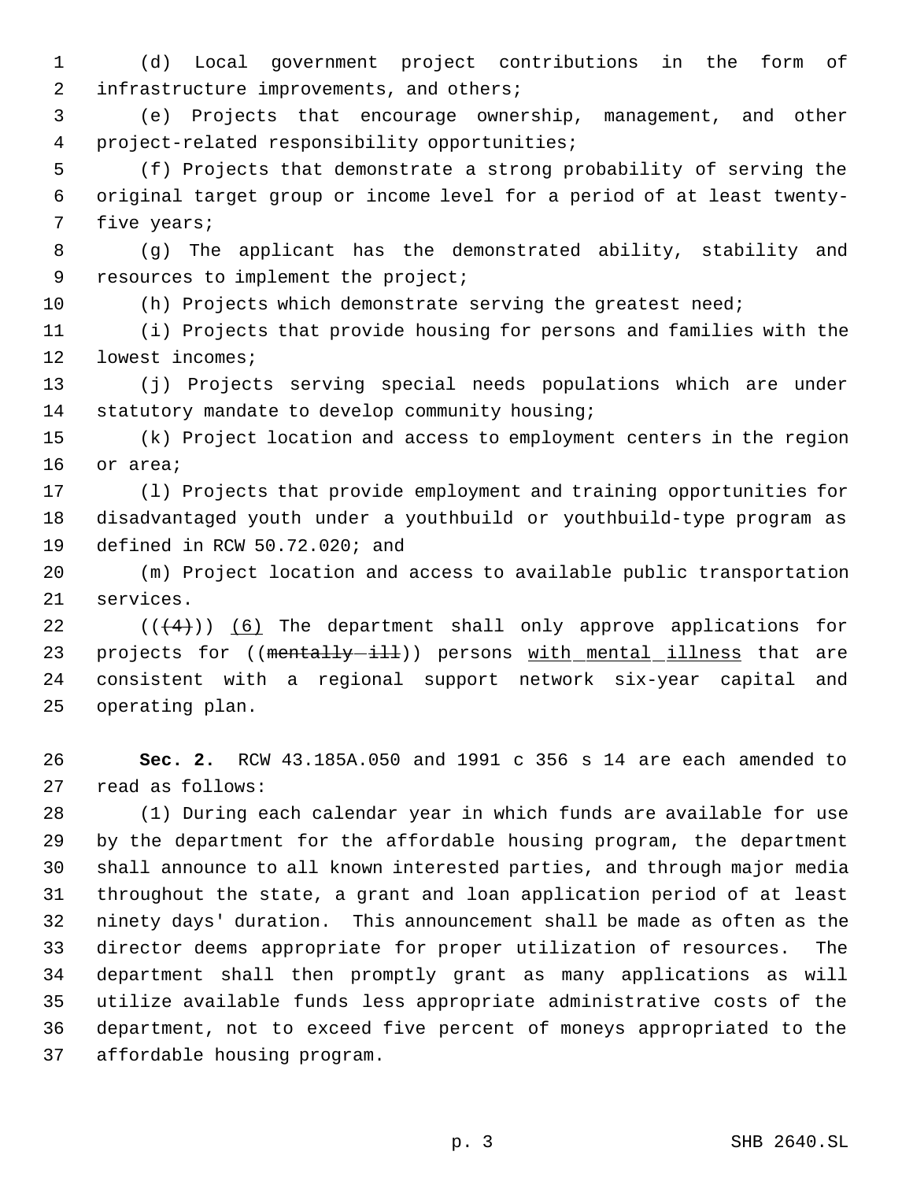(d) Local government project contributions in the form of infrastructure improvements, and others;

(e) Projects that encourage ownership, management, and other project-related responsibility opportunities;

(f) Projects that demonstrate a strong probability of serving the original target group or income level for a period of at least twenty-five years;

(g) The applicant has the demonstrated ability, stability and resources to implement the project;

(h) Projects which demonstrate serving the greatest need;

(i) Projects that provide housing for persons and families with the lowest incomes;

(j) Projects serving special needs populations which are under statutory mandate to develop community housing;

(k) Project location and access to employment centers in the region or area;

(l) Projects that provide employment and training opportunities for disadvantaged youth under a youthbuild or youthbuild-type program as defined in RCW 50.72.020; and

(m) Project location and access to available public transportation services.

((~~(4)~~)) <u>(6)</u> The department shall only approve applications for projects for ((~~mentally ill~~)) persons <u>with mental illness</u> that are consistent with a regional support network six-year capital and operating plan.

**Sec. 2.** RCW 43.185A.050 and 1991 c 356 s 14 are each amended to read as follows:

(1) During each calendar year in which funds are available for use by the department for the affordable housing program, the department shall announce to all known interested parties, and through major media throughout the state, a grant and loan application period of at least ninety days' duration. This announcement shall be made as often as the director deems appropriate for proper utilization of resources. The department shall then promptly grant as many applications as will utilize available funds less appropriate administrative costs of the department, not to exceed five percent of moneys appropriated to the affordable housing program.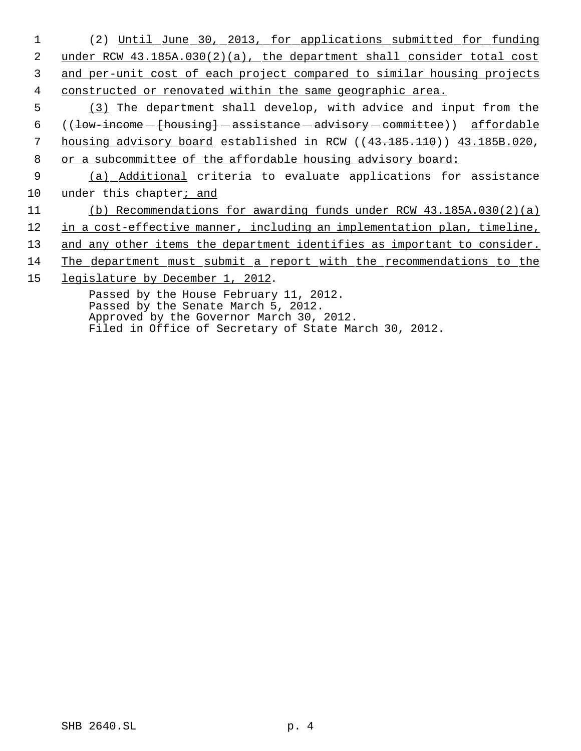(2) Until June 30, 2013, for applications submitted for funding under RCW 43.185A.030(2)(a), the department shall consider total cost and per-unit cost of each project compared to similar housing projects constructed or renovated within the same geographic area.

(3) The department shall develop, with advice and input from the ((low-income [housing] assistance advisory committee)) affordable housing advisory board established in RCW ((43.185.110)) 43.185B.020, or a subcommittee of the affordable housing advisory board:

(a) Additional criteria to evaluate applications for assistance under this chapter; and

(b) Recommendations for awarding funds under RCW 43.185A.030(2)(a) in a cost-effective manner, including an implementation plan, timeline, and any other items the department identifies as important to consider. The department must submit a report with the recommendations to the legislature by December 1, 2012.

Passed by the House February 11, 2012.
Passed by the Senate March 5, 2012.
Approved by the Governor March 30, 2012.
Filed in Office of Secretary of State March 30, 2012.